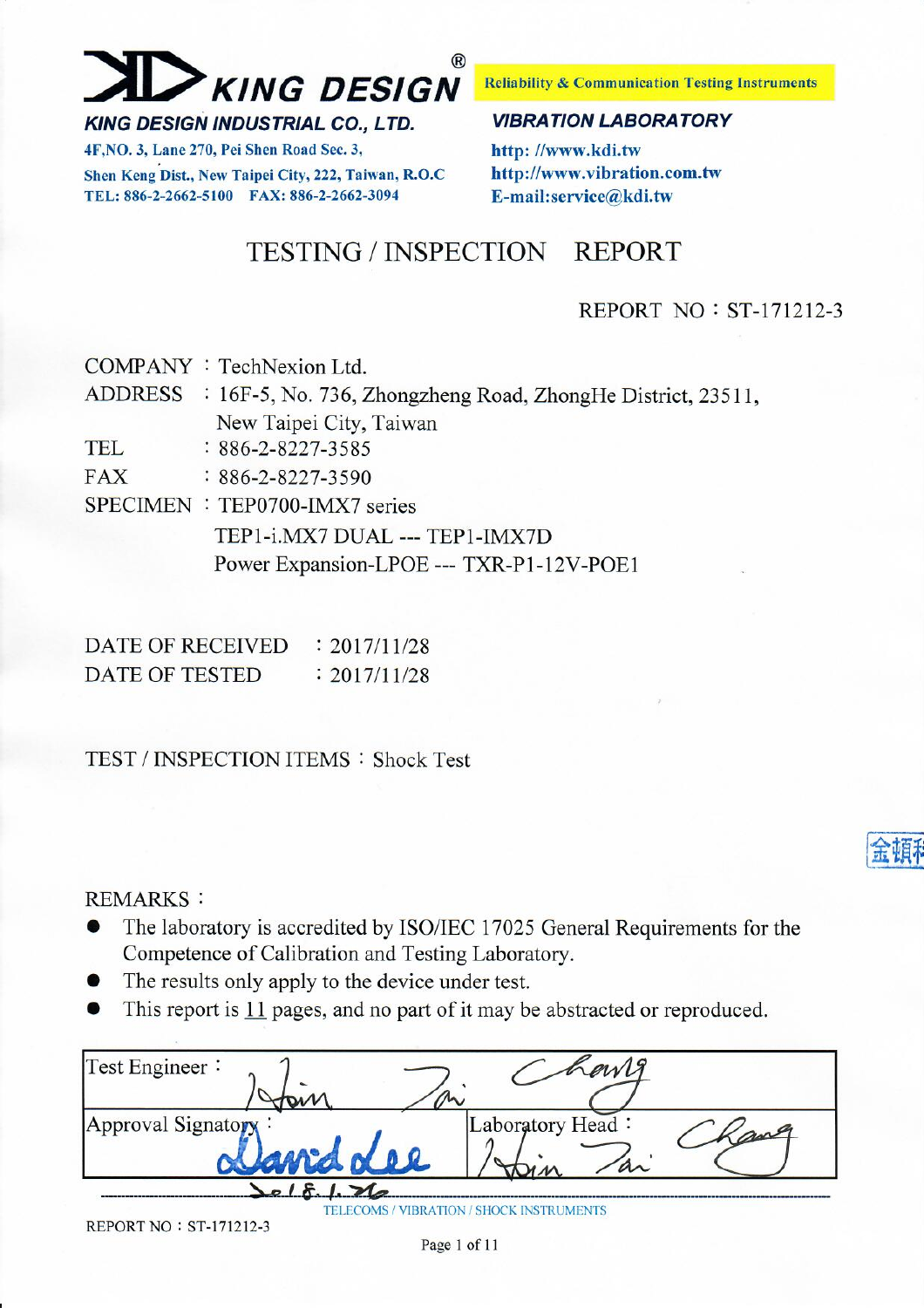**KING DESIGN**®

**Reliability & Communication Testing Instruments**

***KING DESIGN INDUSTRIAL CO., LTD.***

**4F,NO. 3, Lane 270, Pei Shen Road Sec. 3,**
**Shen Keng Dist., New Taipei City, 222, Taiwan, R.O.C**
**TEL: 886-2-2662-5100 FAX: 886-2-2662-3094**

***VIBRATION LABORATORY***

**http: //www.kdi.tw**
**http://www.vibration.com.tw**
**E-mail:service@kdi.tw**

# TESTING / INSPECTION REPORT

REPORT NO：ST-171212-3

COMPANY ：TechNexion Ltd.
ADDRESS ：16F-5, No. 736, Zhongzheng Road, ZhongHe District, 23511, New Taipei City, Taiwan
TEL ：886-2-8227-3585
FAX ：886-2-8227-3590
SPECIMEN ：TEP0700-IMX7 series
TEP1-i.MX7 DUAL --- TEP1-IMX7D
Power Expansion-LPOE --- TXR-P1-12V-POE1

DATE OF RECEIVED ：2017/11/28
DATE OF TESTED ：2017/11/28

TEST / INSPECTION ITEMS ：Shock Test

REMARKS：

- The laboratory is accredited by ISO/IEC 17025 General Requirements for the Competence of Calibration and Testing Laboratory.
- The results only apply to the device under test.
- This report is 11 pages, and no part of it may be abstracted or reproduced.

| Test Engineer： Kevin Tsai | Chang |
|---|---|
| Approval Signatory： David Lee | Laboratory Head： Kevin Tsai Chang |

2018.1.26

TELECOMS / VIBRATION / SHOCK INSTRUMENTS

REPORT NO：ST-171212-3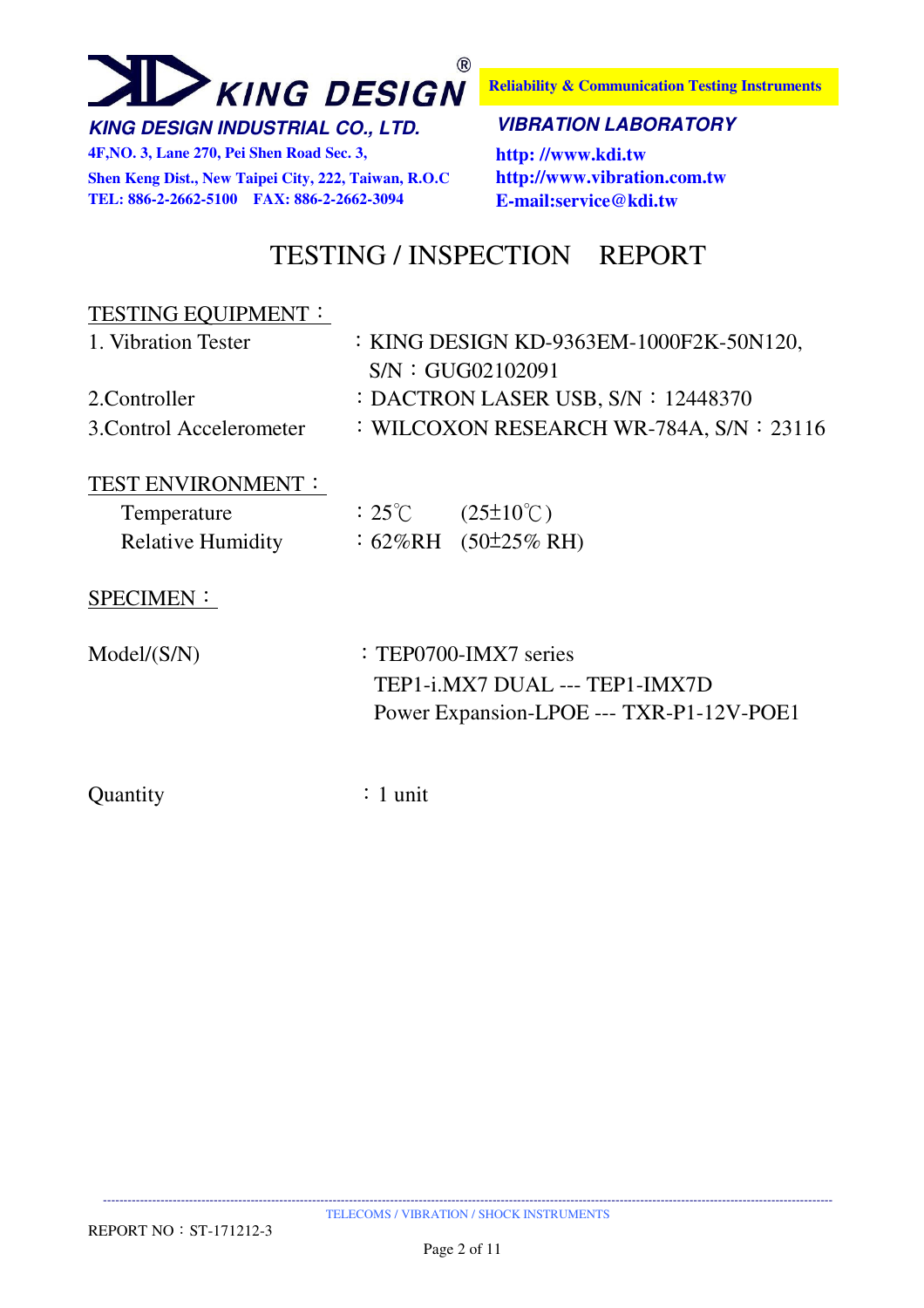# TESTING / INSPECTION REPORT

TESTING EQUIPMENT：

1. Vibration Tester ：KING DESIGN KD-9363EM-1000F2K-50N120, S/N：GUG02102091
2. Controller ：DACTRON LASER USB, S/N：12448370
3. Control Accelerometer ：WILCOXON RESEARCH WR-784A, S/N：23116

TEST ENVIRONMENT：

Temperature ：25℃ (25±10℃)

Relative Humidity ：62%RH (50±25% RH)

SPECIMEN：

Model/(S/N) ：TEP0700-IMX7 series

TEP1-i.MX7 DUAL --- TEP1-IMX7D

Power Expansion-LPOE --- TXR-P1-12V-POE1

Quantity ：1 unit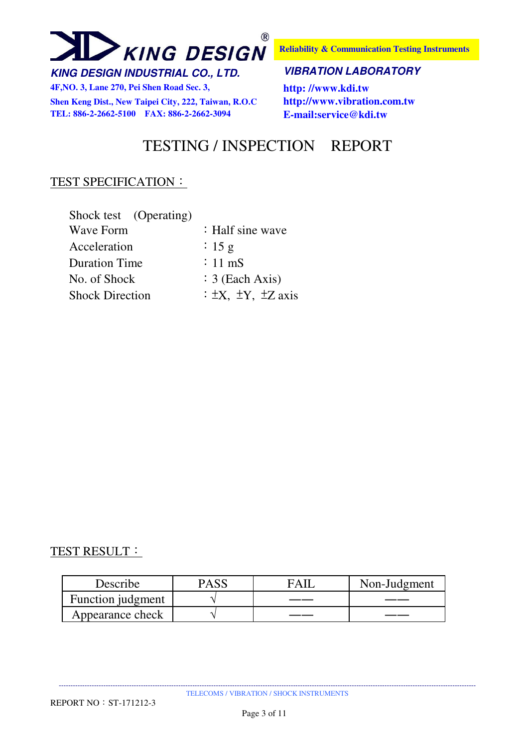**KING DESIGN**®

**KING DESIGN INDUSTRIAL CO., LTD.**

**4F,NO. 3, Lane 270, Pei Shen Road Sec. 3,**
**Shen Keng Dist., New Taipei City, 222, Taiwan, R.O.C**
**TEL: 886-2-2662-5100 FAX: 886-2-2662-3094**

**Reliability & Communication Testing Instruments**

***VIBRATION LABORATORY***

**http: //www.kdi.tw**
**http://www.vibration.com.tw**
**E-mail:service@kdi.tw**

# TESTING / INSPECTION REPORT

## TEST SPECIFICATION：

Shock test (Operating)

| | |
|---|---|
| Wave Form | ：Half sine wave |
| Acceleration | ：15 g |
| Duration Time | ：11 mS |
| No. of Shock | ：3 (Each Axis) |
| Shock Direction | ：±X, ±Y, ±Z axis |

## TEST RESULT：

| Describe | PASS | FAIL | Non-Judgment |
|---|---|---|---|
| Function judgment | √ | —— | —— |
| Appearance check | √ | —— | —— |

TELECOMS / VIBRATION / SHOCK INSTRUMENTS

REPORT NO：ST-171212-3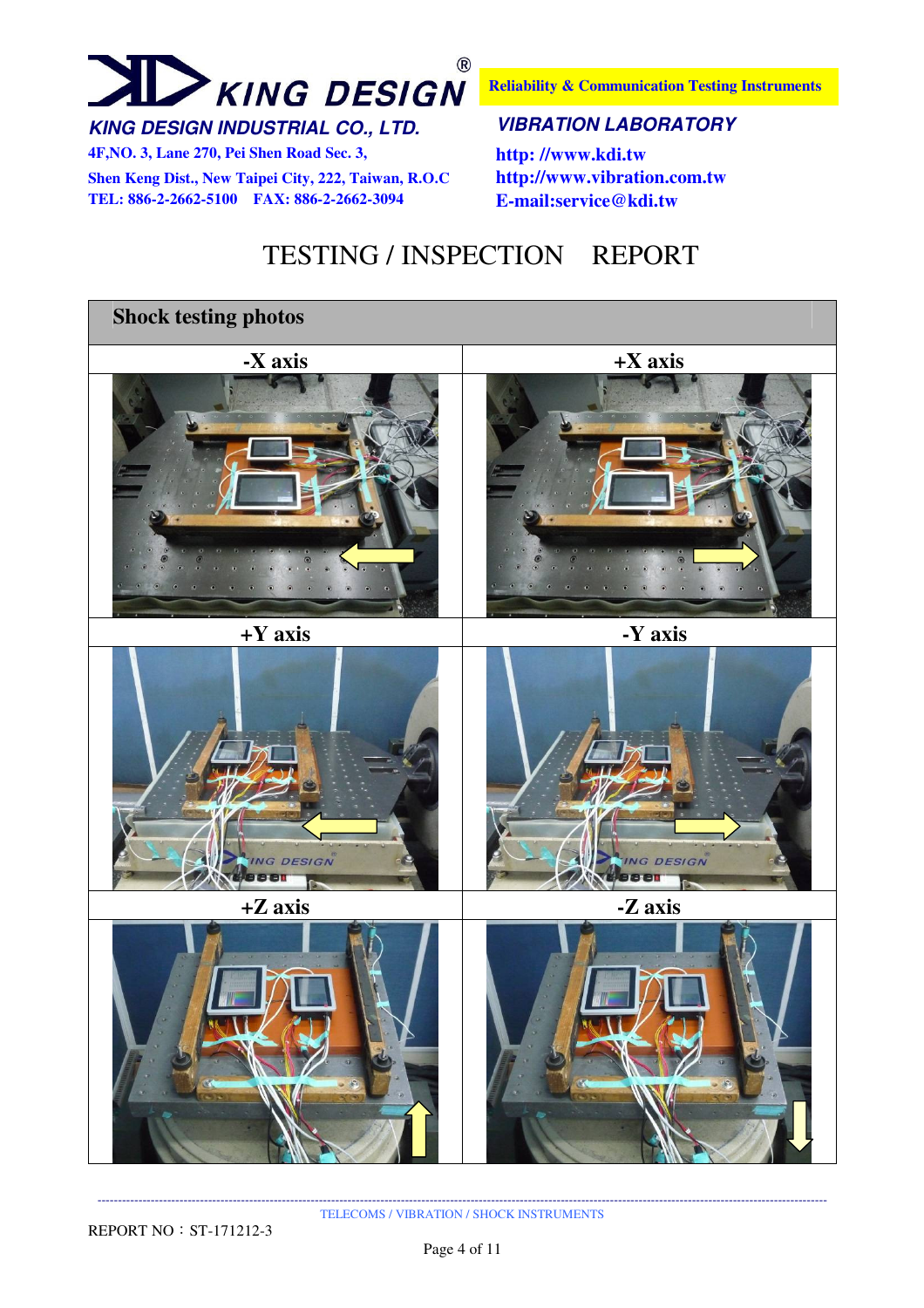# TESTING / INSPECTION REPORT

## Shock testing photos

| -X axis | +X axis |
|---|---|
| +Y axis | -Y axis |
| +Z axis | -Z axis |

REPORT NO：ST-171212-3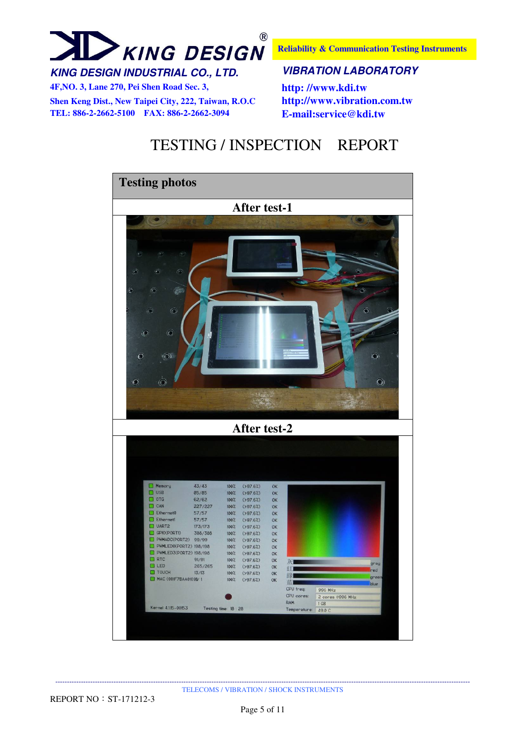KING DESIGN®

**KING DESIGN INDUSTRIAL CO., LTD.**

4F,NO. 3, Lane 270, Pei Shen Road Sec. 3,
Shen Keng Dist., New Taipei City, 222, Taiwan, R.O.C
TEL: 886-2-2662-5100 FAX: 886-2-2662-3094

**Reliability & Communication Testing Instruments**

**VIBRATION LABORATORY**

http: //www.kdi.tw
http://www.vibration.com.tw
E-mail:service@kdi.tw

# TESTING / INSPECTION REPORT

| Testing photos |
|---|
| After test-1 |
| After test-2 |

TELECOMS / VIBRATION / SHOCK INSTRUMENTS

REPORT NO：ST-171212-3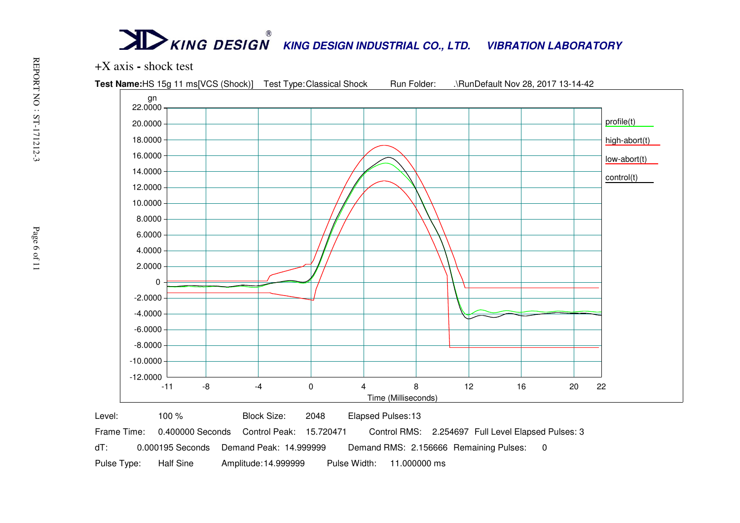KING DESIGN® **KING DESIGN INDUSTRIAL CO., LTD. VIBRATION LABORATORY**

REPORT NO : ST-171212-3

+X axis - shock test

**Test Name:** HS 15g 11 ms[VCS (Shock)] Test Type: Classical Shock Run Folder: .\RunDefault Nov 28, 2017 13-14-42

gn

22.0000
20.0000
18.0000
16.0000
14.0000
12.0000
10.0000
8.0000
6.0000
4.0000
2.0000
0
-2.0000
-4.0000
-6.0000
-8.0000
-10.0000
-12.0000

-11 -8 -4 0 4 8 12 16 20 22

Time (Milliseconds)

profile(t)
high-abort(t)
low-abort(t)
control(t)

| | | | | | | | |
|---|---|---|---|---|---|---|---|
| Level: | 100 % | Block Size: | 2048 | Elapsed Pulses: | 13 | | |
| Frame Time: | 0.400000 Seconds | Control Peak: | 15.720471 | Control RMS: | 2.254697 | Full Level Elapsed Pulses: | 3 |
| dT: | 0.000195 Seconds | Demand Peak: | 14.999999 | Demand RMS: | 2.156666 | Remaining Pulses: | 0 |
| Pulse Type: | Half Sine | Amplitude: | 14.999999 | Pulse Width: | 11.000000 ms | | |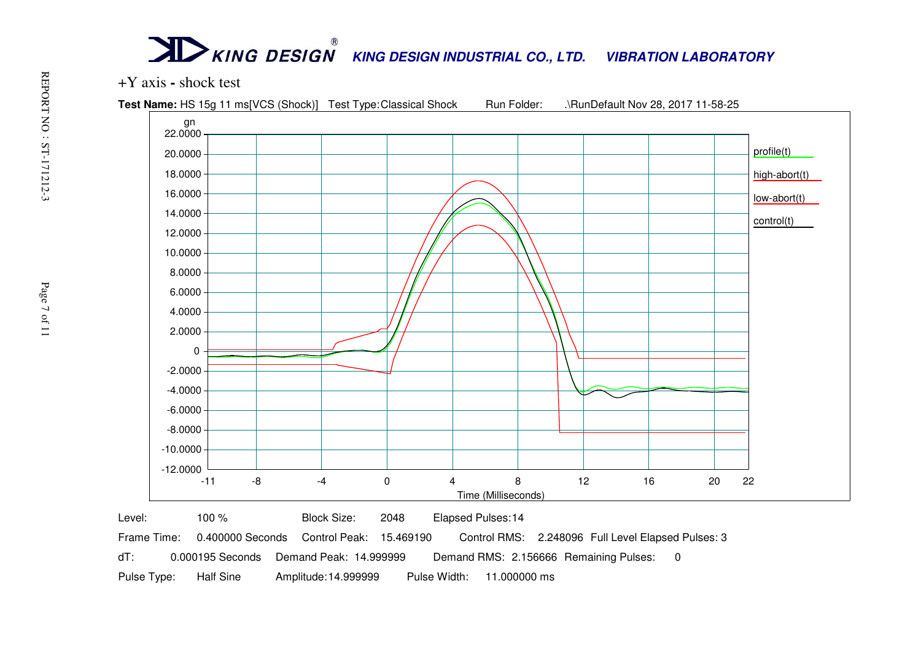# KING DESIGN® KING DESIGN INDUSTRIAL CO., LTD. VIBRATION LABORATORY

REPORT NO : ST-171212-3

+Y axis - shock test

**Test Name:** HS 15g 11 ms[VCS (Shock)] Test Type: Classical Shock Run Folder: .\RunDefault Nov 28, 2017 11-58-25

| Level: | 100 % | Block Size: | 2048 | Elapsed Pulses: | 14 |
|---|---|---|---|---|---|
| Frame Time: | 0.400000 Seconds | Control Peak: | 15.469190 | Control RMS: | 2.248096 |
| Full Level Elapsed Pulses: | 3 | | | | |
| dT: | 0.000195 Seconds | Demand Peak: | 14.999999 | Demand RMS: | 2.156666 |
| Remaining Pulses: | 0 | | | | |
| Pulse Type: | Half Sine | Amplitude: | 14.999999 | Pulse Width: | 11.000000 ms |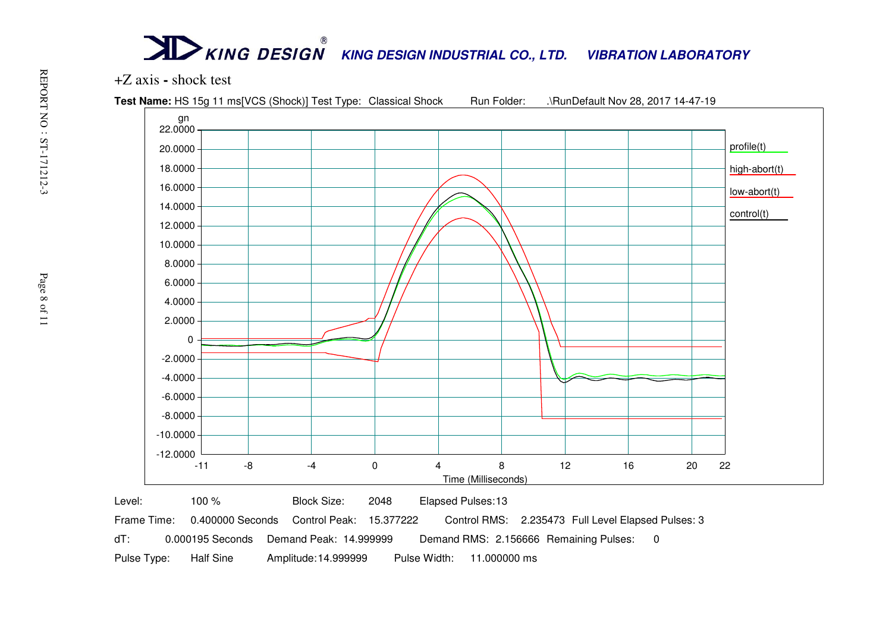**KING DESIGN** KING DESIGN INDUSTRIAL CO., LTD. VIBRATION LABORATORY

+Z axis - shock test

**Test Name:** HS 15g 11 ms[VCS (Shock)] Test Type: Classical Shock Run Folder: .\RunDefault Nov 28, 2017 14-47-19

| Level: | 100 % | Block Size: | 2048 | Elapsed Pulses: | 13 |
|---|---|---|---|---|---|
| Frame Time: | 0.400000 Seconds | Control Peak: | 15.377222 | Control RMS: | 2.235473 |
| dT: | 0.000195 Seconds | Demand Peak: | 14.999999 | Demand RMS: | 2.156666 |
| Pulse Type: | Half Sine | Amplitude: | 14.999999 | Pulse Width: | 11.000000 ms |

Full Level Elapsed Pulses: 3

Remaining Pulses: 0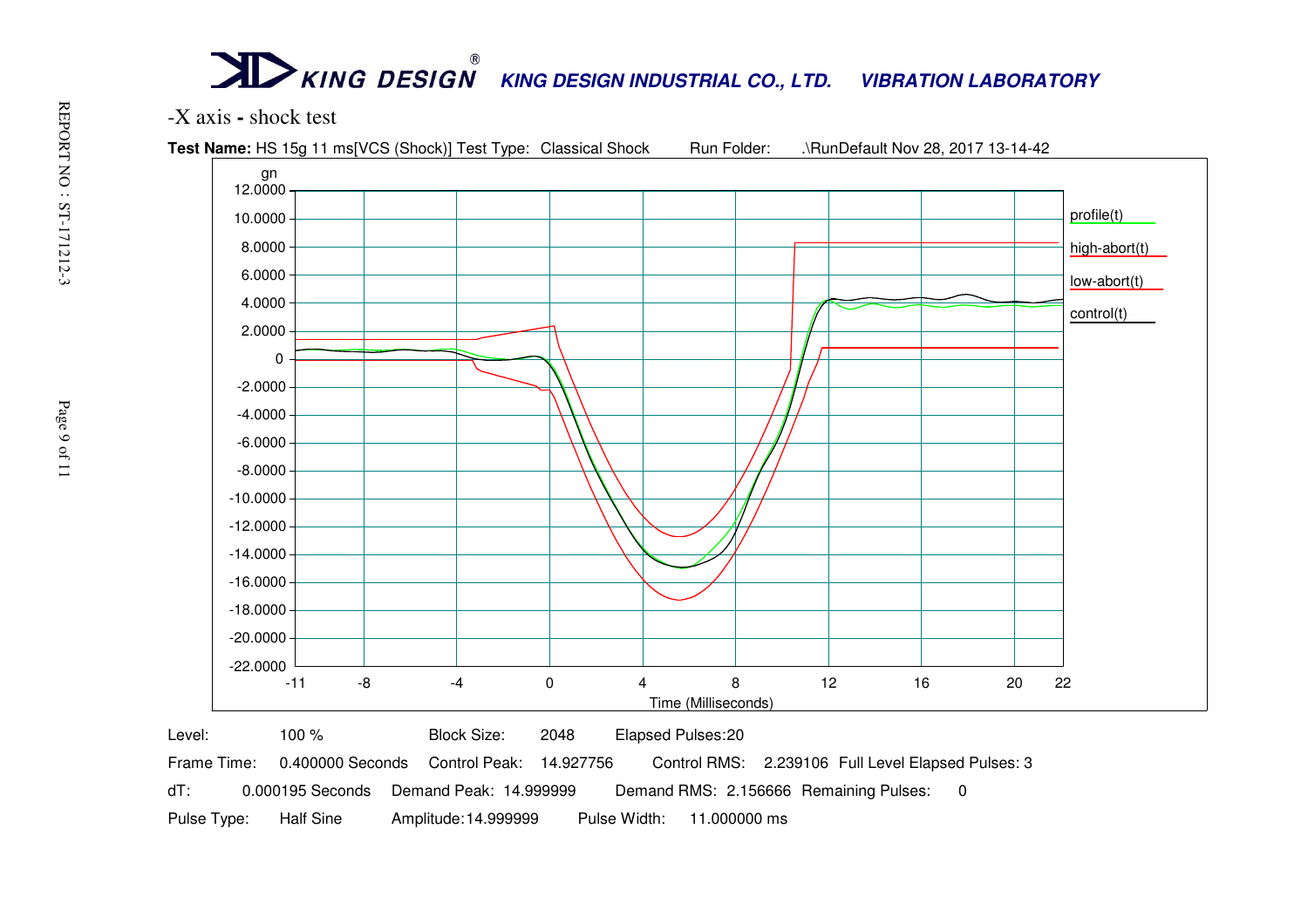KING DESIGN INDUSTRIAL CO., LTD. VIBRATION LABORATORY

-X axis - shock test

**Test Name:** HS 15g 11 ms[VCS (Shock)] Test Type: Classical Shock Run Folder: .\RunDefault Nov 28, 2017 13-14-42

| Level: | 100 % | Block Size: | 2048 | Elapsed Pulses: | 20 |
|---|---|---|---|---|---|
| Frame Time: | 0.400000 Seconds | Control Peak: | 14.927756 | Control RMS: | 2.239106 |
| dT: | 0.000195 Seconds | Demand Peak: | 14.999999 | Demand RMS: | 2.156666 |
| Pulse Type: | Half Sine | Amplitude: | 14.999999 | Pulse Width: | 11.000000 ms |

Full Level Elapsed Pulses: 3

Remaining Pulses: 0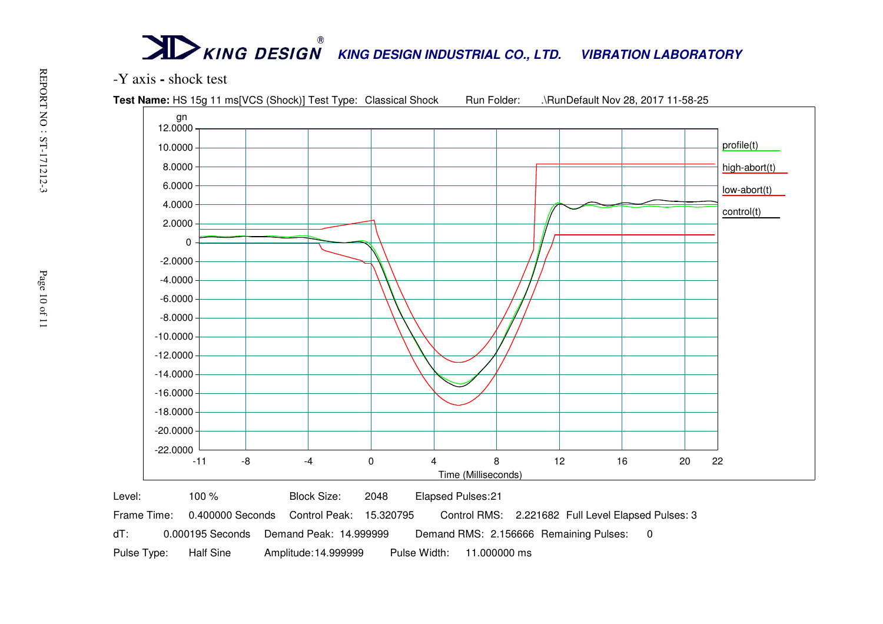**KING DESIGN INDUSTRIAL CO., LTD.** **VIBRATION LABORATORY**

-Y axis - shock test

**Test Name:** HS 15g 11 ms[VCS (Shock)] Test Type: Classical Shock Run Folder: .\RunDefault Nov 28, 2017 11-58-25

| Level: | 100 % | Block Size: | 2048 | Elapsed Pulses: | 21 |
|---|---|---|---|---|---|
| Frame Time: | 0.400000 Seconds | Control Peak: | 15.320795 | Control RMS: | 2.221682 |
| dT: | 0.000195 Seconds | Demand Peak: | 14.999999 | Demand RMS: | 2.156666 |
| Pulse Type: | Half Sine | Amplitude: | 14.999999 | Pulse Width: | 11.000000 ms |

Full Level Elapsed Pulses: 3

Remaining Pulses: 0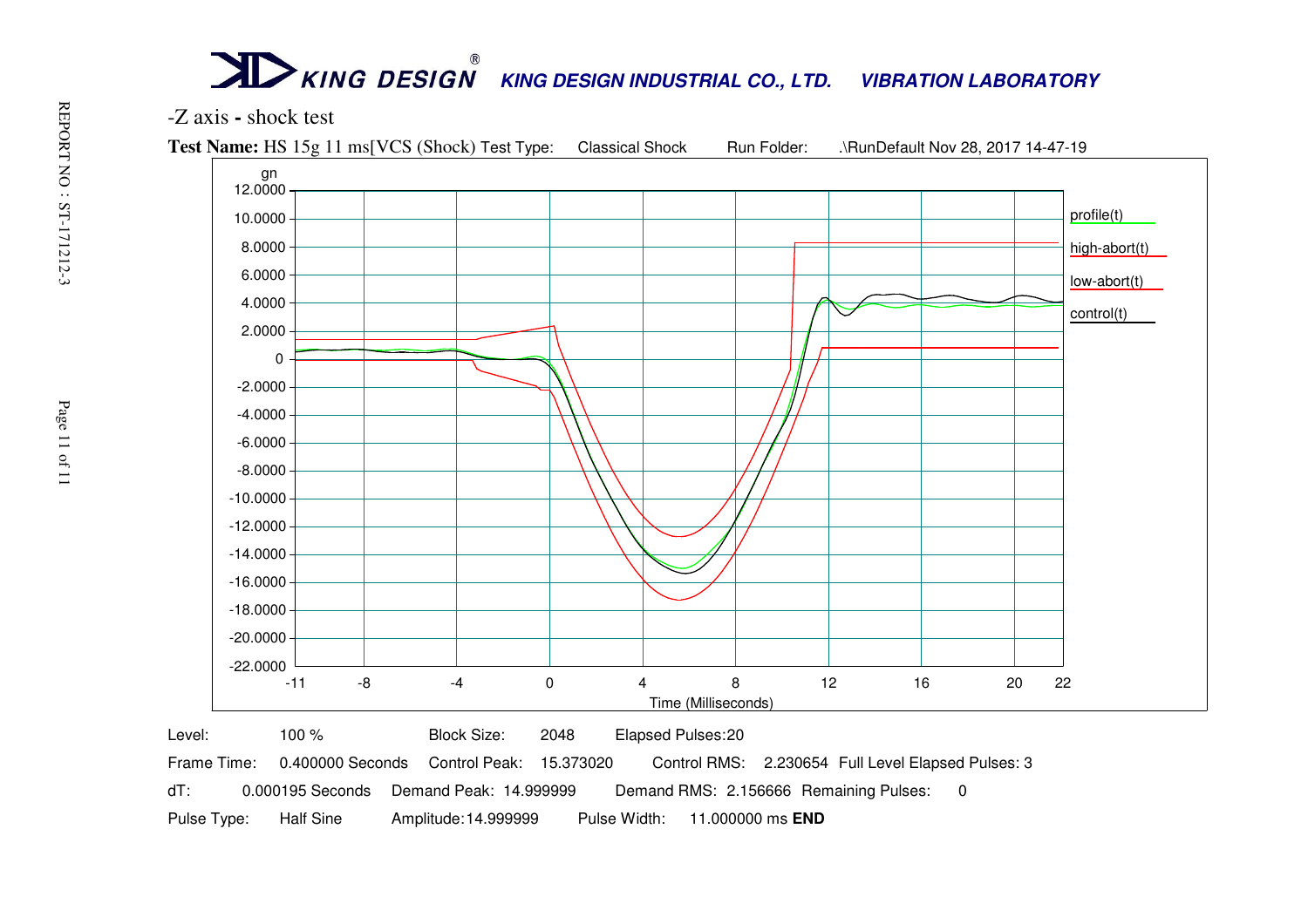**KING DESIGN** ® *KING DESIGN INDUSTRIAL CO., LTD.* *VIBRATION LABORATORY*

-Z axis **-** shock test

**Test Name:** HS 15g 11 ms[VCS (Shock) Test Type: Classical Shock Run Folder: .\RunDefault Nov 28, 2017 14-47-19

gn

12.0000
10.0000
8.0000
6.0000
4.0000
2.0000
0
-2.0000
-4.0000
-6.0000
-8.0000
-10.0000
-12.0000
-14.0000
-16.0000
-18.0000
-20.0000
-22.0000

-11 -8 -4 0 4 8 12 16 20 22

Time (Milliseconds)

profile(t)
high-abort(t)
low-abort(t)
control(t)

Level: 100 % Block Size: 2048 Elapsed Pulses:20

Frame Time: 0.400000 Seconds Control Peak: 15.373020 Control RMS: 2.230654 Full Level Elapsed Pulses: 3

dT: 0.000195 Seconds Demand Peak: 14.999999 Demand RMS: 2.156666 Remaining Pulses: 0

Pulse Type: Half Sine Amplitude:14.999999 Pulse Width: 11.000000 ms **END**